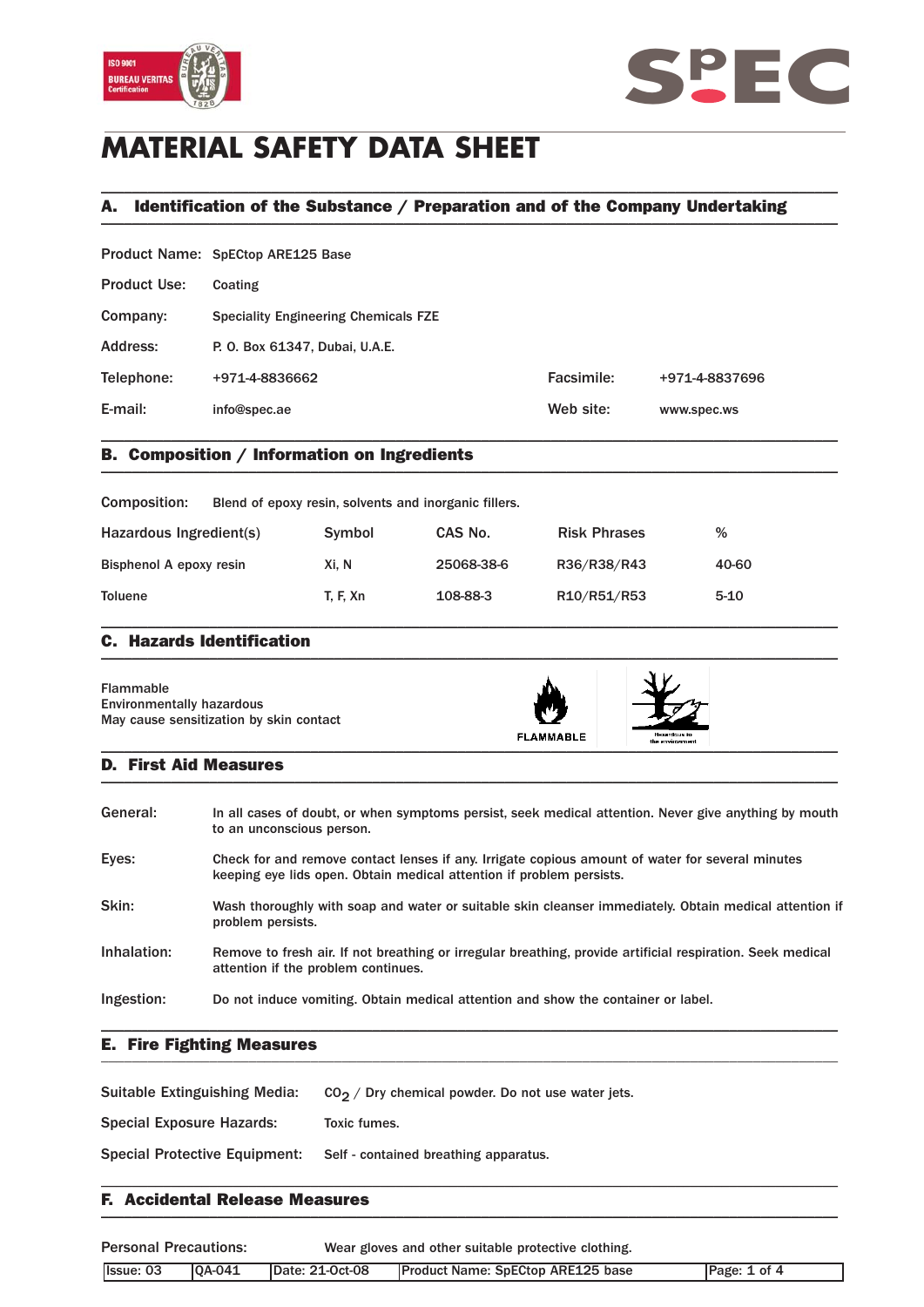# MATERIAL SAFETY DATA SHEET

## A. Identification of the Substance / Preparation and of the Company Undertaking

| | | | |
|---|---|---|---|
| Product Name: | SpECtop ARE125 Base | | |
| Product Use: | Coating | | |
| Company: | Speciality Engineering Chemicals FZE | | |
| Address: | P. O. Box 61347, Dubai, U.A.E. | | |
| Telephone: | +971-4-8836662 | Facsimile: | +971-4-8837696 |
| E-mail: | info@spec.ae | Web site: | www.spec.ws |

## B. Composition / Information on Ingredients

Composition: Blend of epoxy resin, solvents and inorganic fillers.

| Hazardous Ingredient(s) | Symbol | CAS No. | Risk Phrases | % |
|---|---|---|---|---|
| Bisphenol A epoxy resin | Xi, N | 25068-38-6 | R36/R38/R43 | 40-60 |
| Toluene | T, F, Xn | 108-88-3 | R10/R51/R53 | 5-10 |

## C. Hazards Identification

Flammable
Environmentally hazardous
May cause sensitization by skin contact

FLAMMABLE

Hazardous to the environment

## D. First Aid Measures

**General:** In all cases of doubt, or when symptoms persist, seek medical attention. Never give anything by mouth to an unconscious person.

**Eyes:** Check for and remove contact lenses if any. Irrigate copious amount of water for several minutes keeping eye lids open. Obtain medical attention if problem persists.

**Skin:** Wash thoroughly with soap and water or suitable skin cleanser immediately. Obtain medical attention if problem persists.

**Inhalation:** Remove to fresh air. If not breathing or irregular breathing, provide artificial respiration. Seek medical attention if the problem continues.

**Ingestion:** Do not induce vomiting. Obtain medical attention and show the container or label.

## E. Fire Fighting Measures

**Suitable Extinguishing Media:** $CO_2$ / Dry chemical powder. Do not use water jets.

**Special Exposure Hazards:** Toxic fumes.

**Special Protective Equipment:** Self - contained breathing apparatus.

## F. Accidental Release Measures

**Personal Precautions:** Wear gloves and other suitable protective clothing.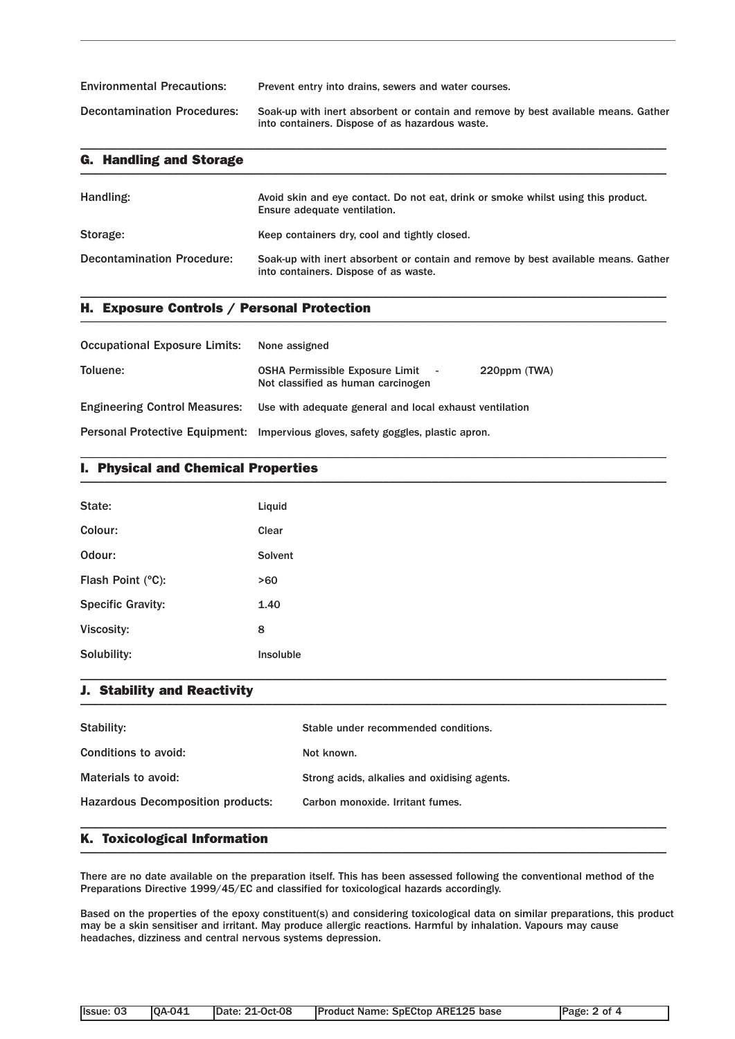Environmental Precautions: Prevent entry into drains, sewers and water courses.

Decontamination Procedures: Soak-up with inert absorbent or contain and remove by best available means. Gather into containers. Dispose of as hazardous waste.

## G. Handling and Storage

Handling: Avoid skin and eye contact. Do not eat, drink or smoke whilst using this product. Ensure adequate ventilation.

Storage: Keep containers dry, cool and tightly closed.

Decontamination Procedure: Soak-up with inert absorbent or contain and remove by best available means. Gather into containers. Dispose of as waste.

## H. Exposure Controls / Personal Protection

Occupational Exposure Limits: None assigned

Toluene: OSHA Permissible Exposure Limit - 220ppm (TWA)
Not classified as human carcinogen

Engineering Control Measures: Use with adequate general and local exhaust ventilation

Personal Protective Equipment: Impervious gloves, safety goggles, plastic apron.

## I. Physical and Chemical Properties

| | |
|---|---|
| State: | Liquid |
| Colour: | Clear |
| Odour: | Solvent |
| Flash Point (°C): | >60 |
| Specific Gravity: | 1.40 |
| Viscosity: | 8 |
| Solubility: | Insoluble |

## J. Stability and Reactivity

| | |
|---|---|
| Stability: | Stable under recommended conditions. |
| Conditions to avoid: | Not known. |
| Materials to avoid: | Strong acids, alkalies and oxidising agents. |
| Hazardous Decomposition products: | Carbon monoxide. Irritant fumes. |

## K. Toxicological Information

There are no date available on the preparation itself. This has been assessed following the conventional method of the Preparations Directive 1999/45/EC and classified for toxicological hazards accordingly.

Based on the properties of the epoxy constituent(s) and considering toxicological data on similar preparations, this product may be a skin sensitiser and irritant. May produce allergic reactions. Harmful by inhalation. Vapours may cause headaches, dizziness and central nervous systems depression.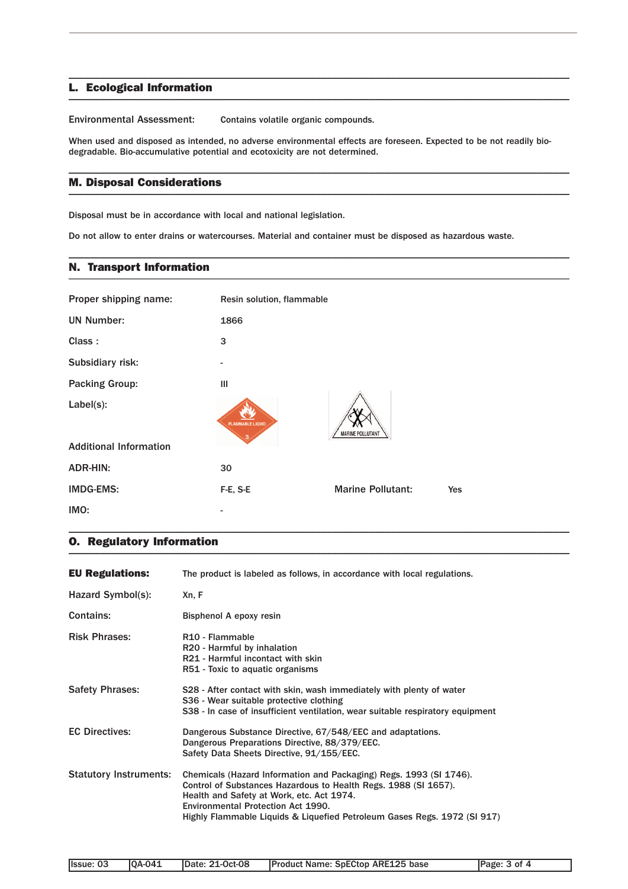## L. Ecological Information

Environmental Assessment: Contains volatile organic compounds.

When used and disposed as intended, no adverse environmental effects are foreseen. Expected to be not readily bio-degradable. Bio-accumulative potential and ecotoxicity are not determined.

## M. Disposal Considerations

Disposal must be in accordance with local and national legislation.

Do not allow to enter drains or watercourses. Material and container must be disposed as hazardous waste.

## N. Transport Information

| | |
|---|---|
| Proper shipping name: | Resin solution, flammable |
| UN Number: | 1866 |
| Class : | 3 |
| Subsidiary risk: | - |
| Packing Group: | III |
| Label(s): | FLAMMABLE LIQUID 3; MARINE POLLUTANT |

**Additional Information**

| | | | |
|---|---|---|---|
| ADR-HIN: | 30 | | |
| IMDG-EMS: | F-E, S-E | Marine Pollutant: | Yes |
| IMO: | - | | |

## O. Regulatory Information

**EU Regulations:** The product is labeled as follows, in accordance with local regulations.

**Hazard Symbol(s):** Xn, F

**Contains:** Bisphenol A epoxy resin

**Risk Phrases:**
- R10 - Flammable
- R20 - Harmful by inhalation
- R21 - Harmful incontact with skin
- R51 - Toxic to aquatic organisms

**Safety Phrases:**
- S28 - After contact with skin, wash immediately with plenty of water
- S36 - Wear suitable protective clothing
- S38 - In case of insufficient ventilation, wear suitable respiratory equipment

**EC Directives:**
- Dangerous Substance Directive, 67/548/EEC and adaptations.
- Dangerous Preparations Directive, 88/379/EEC.
- Safety Data Sheets Directive, 91/155/EEC.

**Statutory Instruments:**
- Chemicals (Hazard Information and Packaging) Regs. 1993 (SI 1746).
- Control of Substances Hazardous to Health Regs. 1988 (SI 1657).
- Health and Safety at Work, etc. Act 1974.
- Environmental Protection Act 1990.
- Highly Flammable Liquids & Liquefied Petroleum Gases Regs. 1972 (SI 917)

| Issue: 03 | QA-041 | Date: 21-Oct-08 | Product Name: SpECtop ARE125 base |
|---|---|---|---|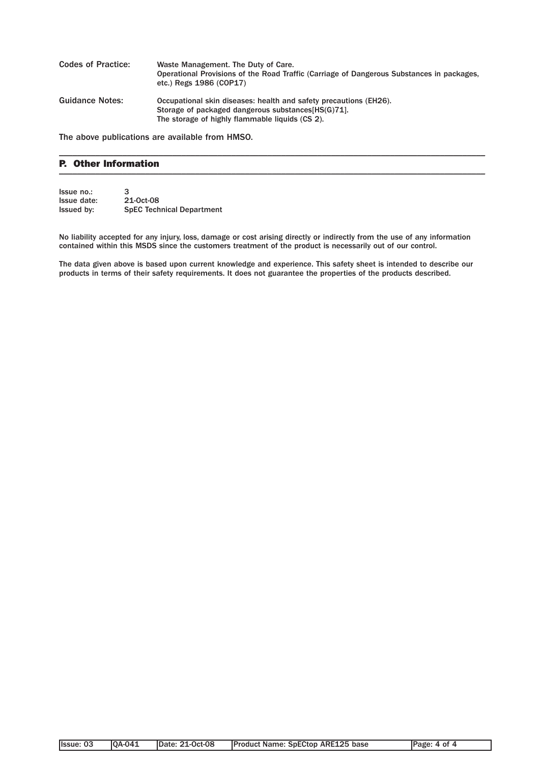Codes of Practice: Waste Management. The Duty of Care.
Operational Provisions of the Road Traffic (Carriage of Dangerous Substances in packages, etc.) Regs 1986 (COP17)

Guidance Notes: Occupational skin diseases: health and safety precautions (EH26).
Storage of packaged dangerous substances[HS(G)71].
The storage of highly flammable liquids (CS 2).

The above publications are available from HMSO.

## P. Other Information

Issue no.: 3
Issue date: 21-Oct-08
Issued by: SpEC Technical Department

**No liability accepted for any injury, loss, damage or cost arising directly or indirectly from the use of any information contained within this MSDS since the customers treatment of the product is necessarily out of our control.**

**The data given above is based upon current knowledge and experience. This safety sheet is intended to describe our products in terms of their safety requirements. It does not guarantee the properties of the products described.**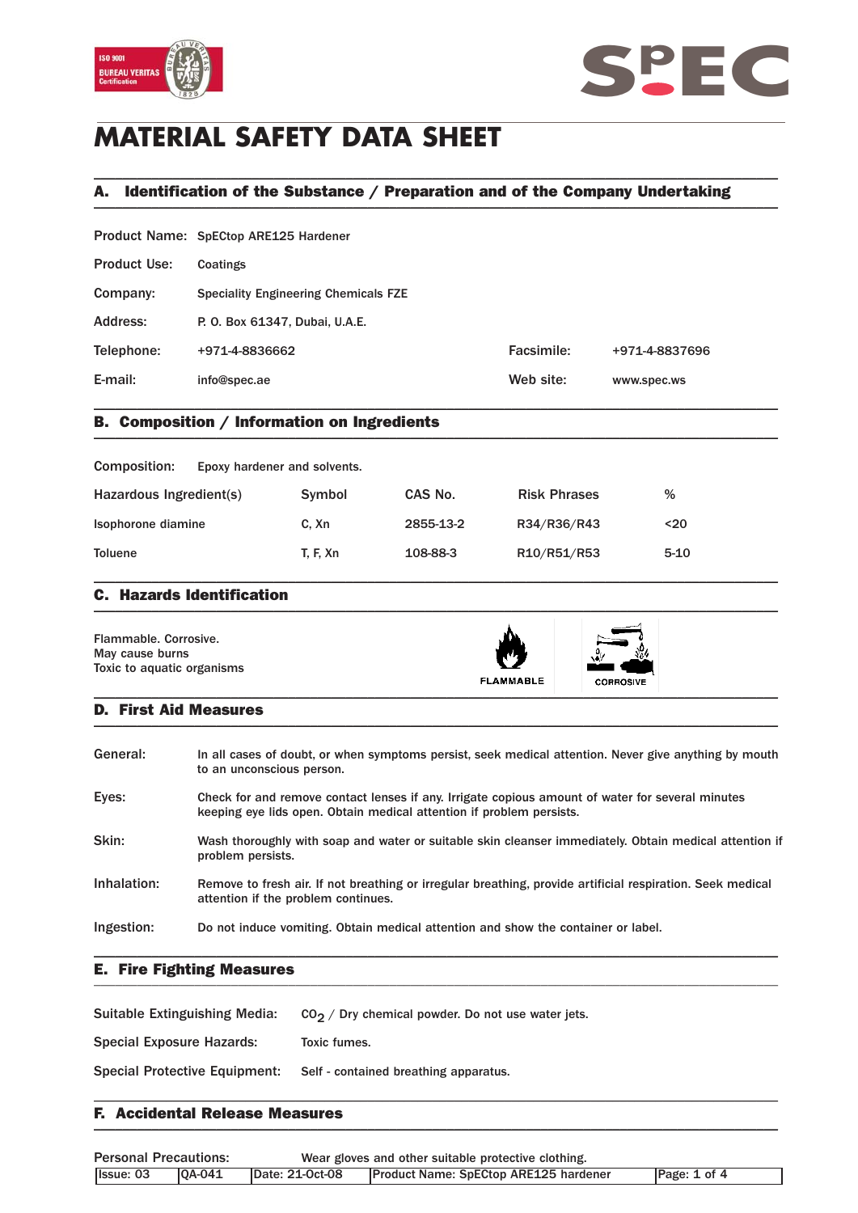# MATERIAL SAFETY DATA SHEET

## A. Identification of the Substance / Preparation and of the Company Undertaking

| | | | |
|---|---|---|---|
| Product Name: | SpECtop ARE125 Hardener | | |
| Product Use: | Coatings | | |
| Company: | Speciality Engineering Chemicals FZE | | |
| Address: | P. O. Box 61347, Dubai, U.A.E. | | |
| Telephone: | +971-4-8836662 | Facsimile: | +971-4-8837696 |
| E-mail: | info@spec.ae | Web site: | www.spec.ws |

## B. Composition / Information on Ingredients

Composition: Epoxy hardener and solvents.

| Hazardous Ingredient(s) | Symbol | CAS No. | Risk Phrases | % |
|---|---|---|---|---|
| Isophorone diamine | C, Xn | 2855-13-2 | R34/R36/R43 | <20 |
| Toluene | T, F, Xn | 108-88-3 | R10/R51/R53 | 5-10 |

## C. Hazards Identification

Flammable. Corrosive.
May cause burns
Toxic to aquatic organisms

FLAMMABLE

CORROSIVE

## D. First Aid Measures

**General:** In all cases of doubt, or when symptoms persist, seek medical attention. Never give anything by mouth to an unconscious person.

**Eyes:** Check for and remove contact lenses if any. Irrigate copious amount of water for several minutes keeping eye lids open. Obtain medical attention if problem persists.

**Skin:** Wash thoroughly with soap and water or suitable skin cleanser immediately. Obtain medical attention if problem persists.

**Inhalation:** Remove to fresh air. If not breathing or irregular breathing, provide artificial respiration. Seek medical attention if the problem continues.

**Ingestion:** Do not induce vomiting. Obtain medical attention and show the container or label.

## E. Fire Fighting Measures

**Suitable Extinguishing Media:** $CO_2$ / Dry chemical powder. Do not use water jets.

**Special Exposure Hazards:** Toxic fumes.

**Special Protective Equipment:** Self - contained breathing apparatus.

## F. Accidental Release Measures

**Personal Precautions:** Wear gloves and other suitable protective clothing.

| Issue: 03 | QA-041 | Date: 21-Oct-08 | Product Name: SpECtop ARE125 hardener |
|---|---|---|---|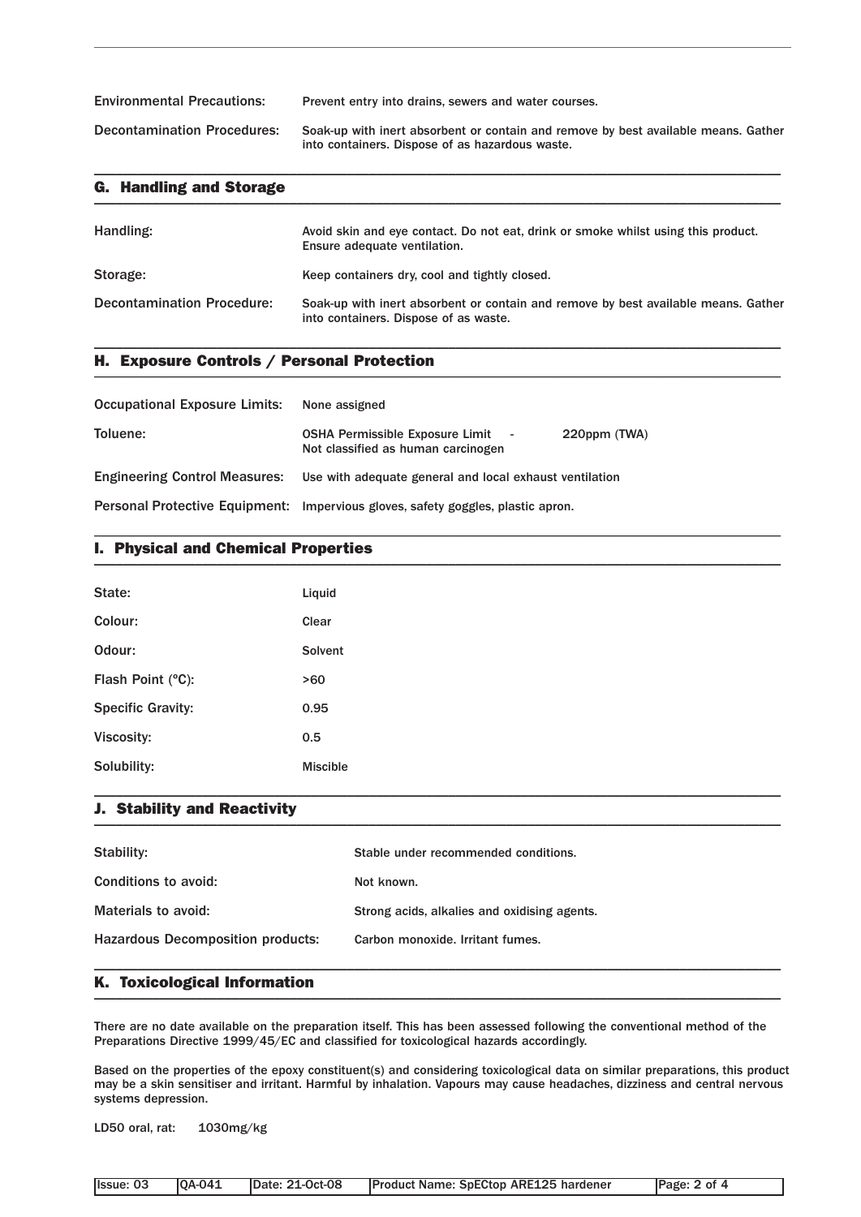| | |
|---|---|
| Environmental Precautions: | Prevent entry into drains, sewers and water courses. |
| Decontamination Procedures: | Soak-up with inert absorbent or contain and remove by best available means. Gather into containers. Dispose of as hazardous waste. |

## G. Handling and Storage

| | |
|---|---|
| Handling: | Avoid skin and eye contact. Do not eat, drink or smoke whilst using this product. Ensure adequate ventilation. |
| Storage: | Keep containers dry, cool and tightly closed. |
| Decontamination Procedure: | Soak-up with inert absorbent or contain and remove by best available means. Gather into containers. Dispose of as waste. |

## H. Exposure Controls / Personal Protection

| | | |
|---|---|---|
| Occupational Exposure Limits: | None assigned | |
| Toluene: | OSHA Permissible Exposure Limit - Not classified as human carcinogen | 220ppm (TWA) |
| Engineering Control Measures: | Use with adequate general and local exhaust ventilation | |
| Personal Protective Equipment: | Impervious gloves, safety goggles, plastic apron. | |

## I. Physical and Chemical Properties

| | |
|---|---|
| State: | Liquid |
| Colour: | Clear |
| Odour: | Solvent |
| Flash Point (°C): | >60 |
| Specific Gravity: | 0.95 |
| Viscosity: | 0.5 |
| Solubility: | Miscible |

## J. Stability and Reactivity

| | |
|---|---|
| Stability: | Stable under recommended conditions. |
| Conditions to avoid: | Not known. |
| Materials to avoid: | Strong acids, alkalies and oxidising agents. |
| Hazardous Decomposition products: | Carbon monoxide. Irritant fumes. |

## K. Toxicological Information

There are no date available on the preparation itself. This has been assessed following the conventional method of the Preparations Directive 1999/45/EC and classified for toxicological hazards accordingly.

Based on the properties of the epoxy constituent(s) and considering toxicological data on similar preparations, this product may be a skin sensitiser and irritant. Harmful by inhalation. Vapours may cause headaches, dizziness and central nervous systems depression.

LD50 oral, rat: 1030mg/kg

| Issue: 03 | QA-041 | Date: 21-Oct-08 | Product Name: SpECtop ARE125 hardener |
|---|---|---|---|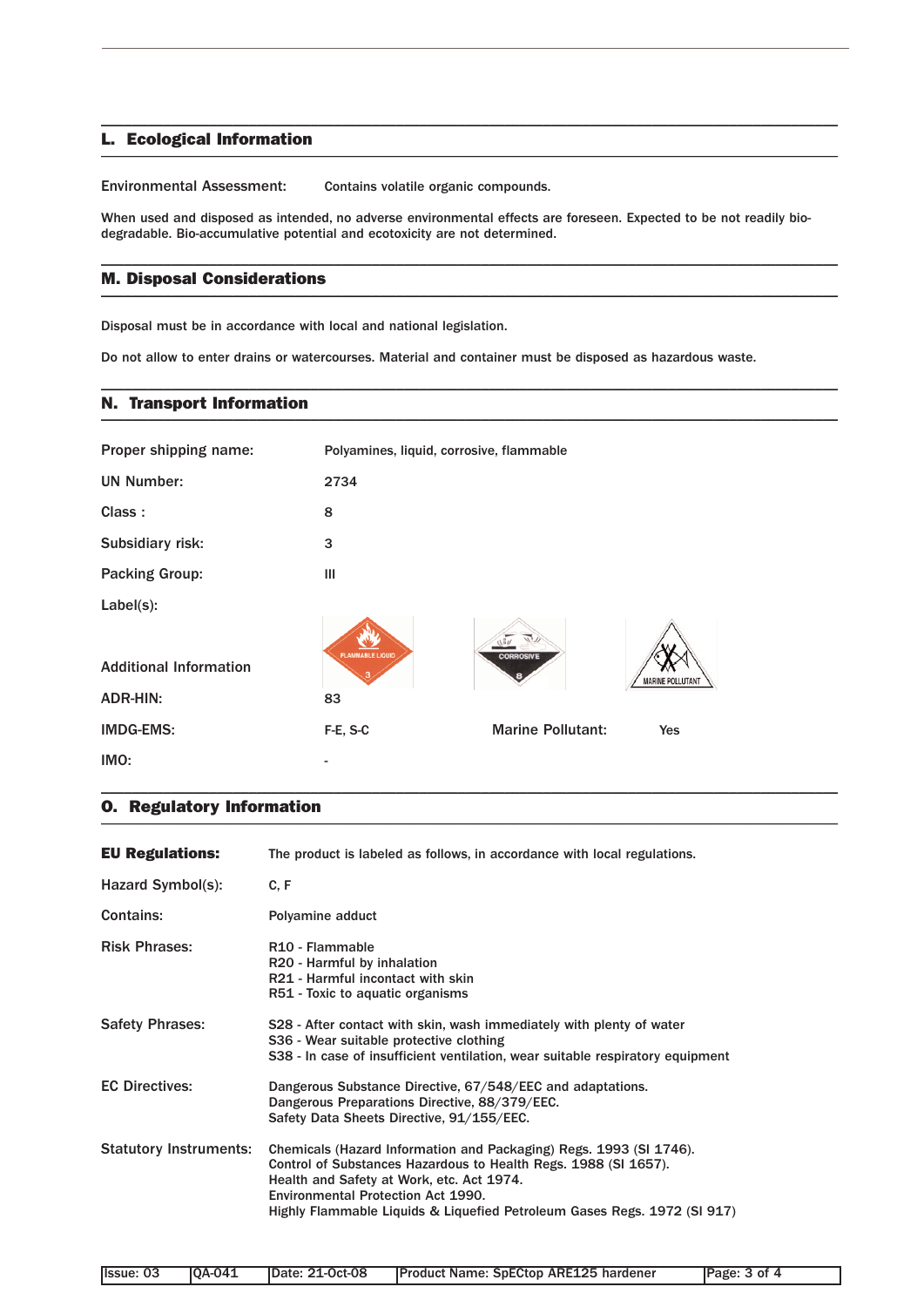## L. Ecological Information

Environmental Assessment: Contains volatile organic compounds.

When used and disposed as intended, no adverse environmental effects are foreseen. Expected to be not readily bio-degradable. Bio-accumulative potential and ecotoxicity are not determined.

## M. Disposal Considerations

Disposal must be in accordance with local and national legislation.

Do not allow to enter drains or watercourses. Material and container must be disposed as hazardous waste.

## N. Transport Information

| | |
|---|---|
| Proper shipping name: | Polyamines, liquid, corrosive, flammable |
| UN Number: | 2734 |
| Class : | 8 |
| Subsidiary risk: | 3 |
| Packing Group: | III |
| Label(s): | FLAMMABLE LIQUID 3; CORROSIVE 8; MARINE POLLUTANT |
| Additional Information | |
| ADR-HIN: | 83 |
| IMDG-EMS: | F-E, S-C |
| Marine Pollutant: | Yes |
| IMO: | - |

## O. Regulatory Information

**EU Regulations:** The product is labeled as follows, in accordance with local regulations.

Hazard Symbol(s): C, F

Contains: Polyamine adduct

Risk Phrases:
R10 - Flammable
R20 - Harmful by inhalation
R21 - Harmful incontact with skin
R51 - Toxic to aquatic organisms

Safety Phrases:
S28 - After contact with skin, wash immediately with plenty of water
S36 - Wear suitable protective clothing
S38 - In case of insufficient ventilation, wear suitable respiratory equipment

EC Directives:
Dangerous Substance Directive, 67/548/EEC and adaptations.
Dangerous Preparations Directive, 88/379/EEC.
Safety Data Sheets Directive, 91/155/EEC.

Statutory Instruments:
Chemicals (Hazard Information and Packaging) Regs. 1993 (SI 1746).
Control of Substances Hazardous to Health Regs. 1988 (SI 1657).
Health and Safety at Work, etc. Act 1974.
Environmental Protection Act 1990.
Highly Flammable Liquids & Liquefied Petroleum Gases Regs. 1972 (SI 917)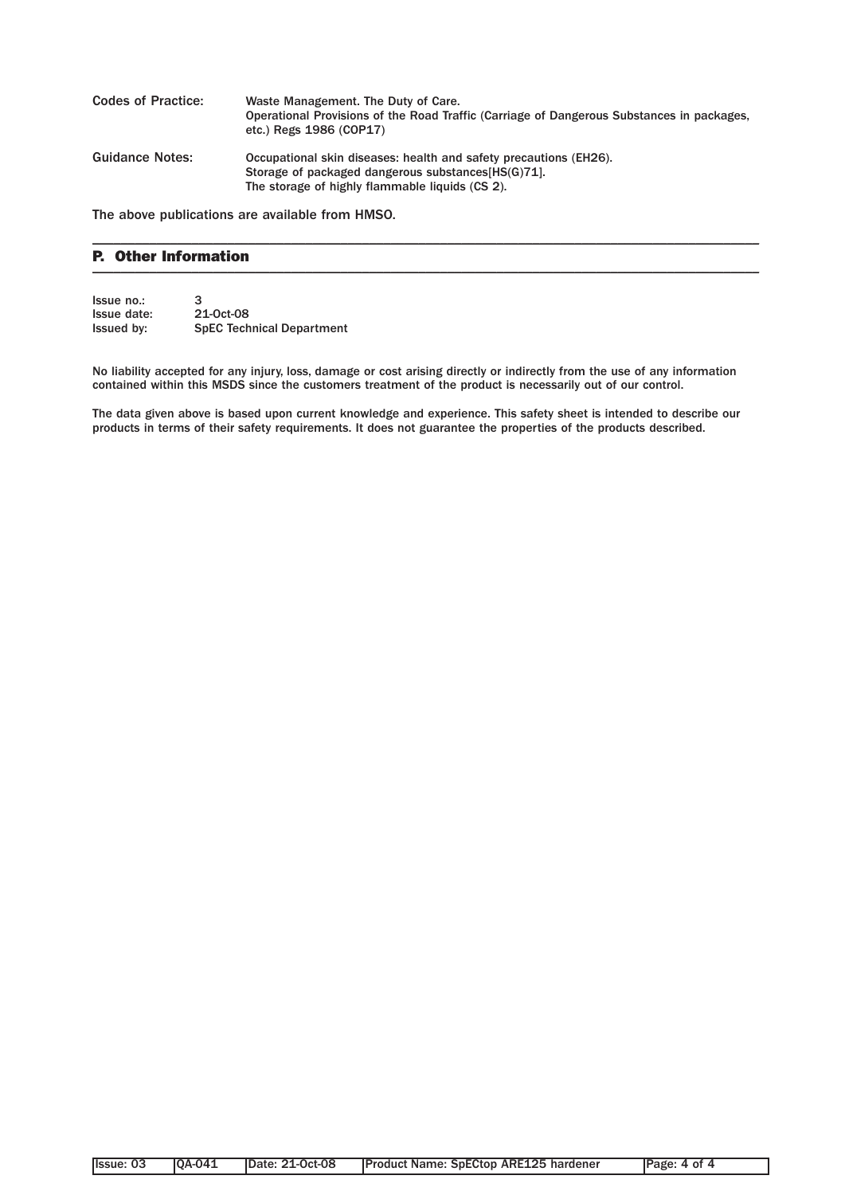| | |
|---|---|
| Codes of Practice: | Waste Management. The Duty of Care.<br>Operational Provisions of the Road Traffic (Carriage of Dangerous Substances in packages, etc.) Regs 1986 (COP17) |
| Guidance Notes: | Occupational skin diseases: health and safety precautions (EH26).<br>Storage of packaged dangerous substances[HS(G)71].<br>The storage of highly flammable liquids (CS 2). |

The above publications are available from HMSO.

## P. Other Information

| | |
|---|---|
| Issue no.: | 3 |
| Issue date: | 21-Oct-08 |
| Issued by: | SpEC Technical Department |

No liability accepted for any injury, loss, damage or cost arising directly or indirectly from the use of any information contained within this MSDS since the customers treatment of the product is necessarily out of our control.

The data given above is based upon current knowledge and experience. This safety sheet is intended to describe our products in terms of their safety requirements. It does not guarantee the properties of the products described.